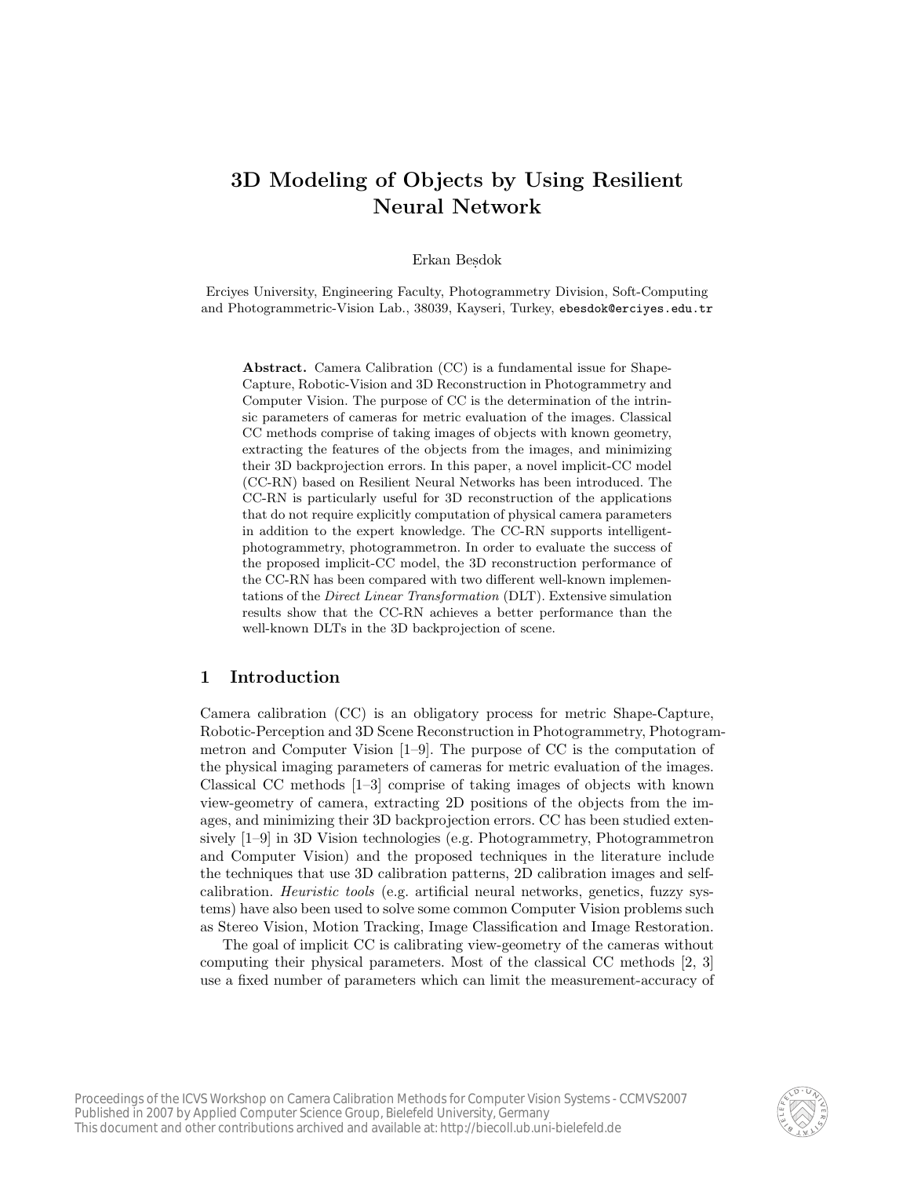# 3D Modeling of Objects by Using Resilient Neural Network

Erkan Beșdok

Erciyes University, Engineering Faculty, Photogrammetry Division, Soft-Computing and Photogrammetric-Vision Lab., 38039, Kayseri, Turkey, ebesdok@erciyes.edu.tr

**Abstract.** Camera Calibration (CC) is a fundamental issue for Shape-Capture, Robotic-Vision and 3D Reconstruction in Photogrammetry and Computer Vision. The purpose of CC is the determination of the intrinsic parameters of cameras for metric evaluation of the images. Classical CC methods comprise of taking images of objects with known geometry, extracting the features of the objects from the images, and minimizing their 3D backprojection errors. In this paper, a novel implicit-CC model (CC-RN) based on Resilient Neural Networks has been introduced. The CC-RN is particularly useful for 3D reconstruction of the applications that do not require explicitly computation of physical camera parameters in addition to the expert knowledge. The CC-RN supports intelligent-photogrammetry, photogrammetron. In order to evaluate the success of the proposed implicit-CC model, the 3D reconstruction performance of the CC-RN has been compared with two different well-known implementations of the *Direct Linear Transformation* (DLT). Extensive simulation results show that the CC-RN achieves a better performance than the well-known DLTs in the 3D backprojection of scene.

## 1 Introduction

Camera calibration (CC) is an obligatory process for metric Shape-Capture, Robotic-Perception and 3D Scene Reconstruction in Photogrammetry, Photogrammetron and Computer Vision [1–9]. The purpose of CC is the computation of the physical imaging parameters of cameras for metric evaluation of the images. Classical CC methods [1–3] comprise of taking images of objects with known view-geometry of camera, extracting 2D positions of the objects from the images, and minimizing their 3D backprojection errors. CC has been studied extensively [1–9] in 3D Vision technologies (e.g. Photogrammetry, Photogrammetron and Computer Vision) and the proposed techniques in the literature include the techniques that use 3D calibration patterns, 2D calibration images and self-calibration. *Heuristic tools* (e.g. artificial neural networks, genetics, fuzzy systems) have also been used to solve some common Computer Vision problems such as Stereo Vision, Motion Tracking, Image Classification and Image Restoration.

The goal of implicit CC is calibrating view-geometry of the cameras without computing their physical parameters. Most of the classical CC methods [2, 3] use a fixed number of parameters which can limit the measurement-accuracy of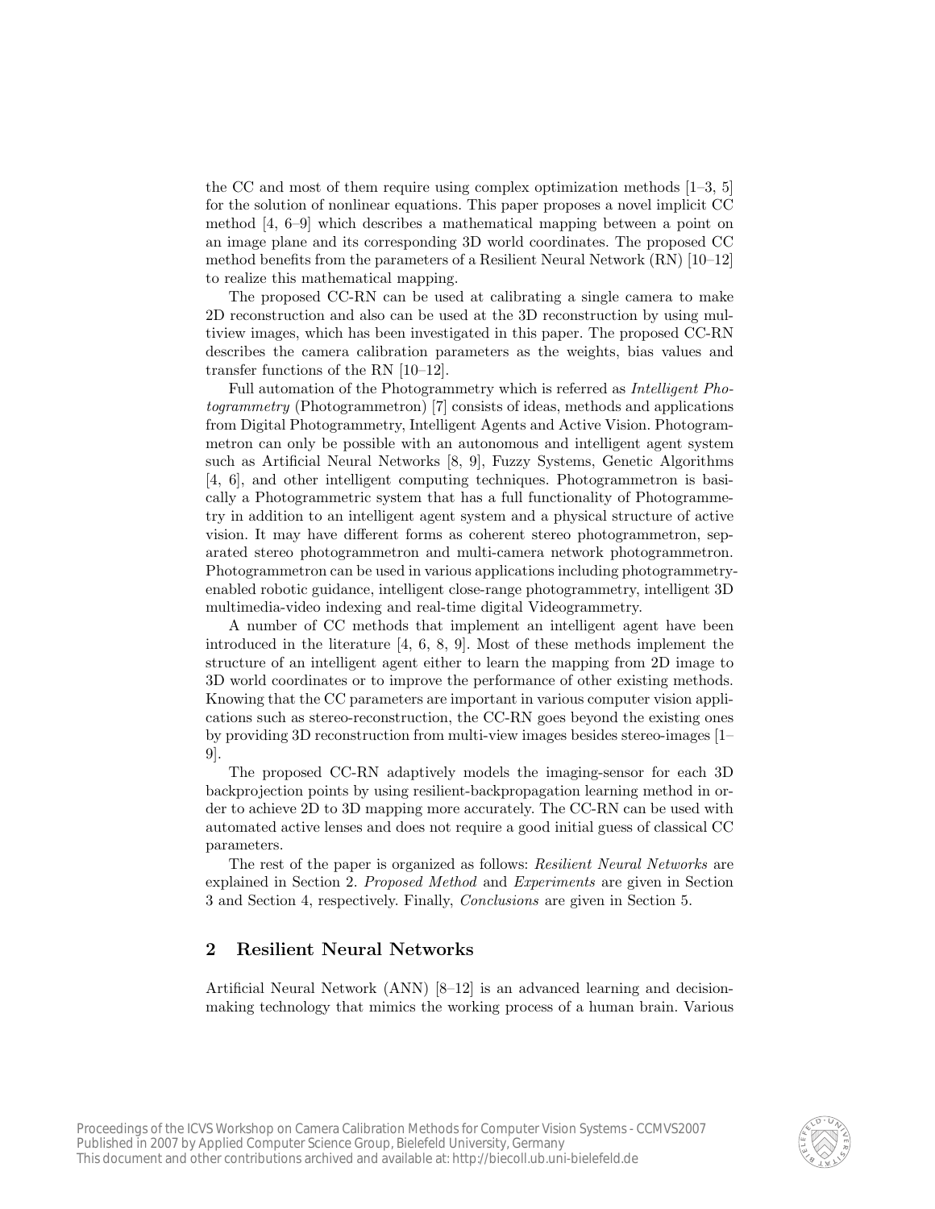the CC and most of them require using complex optimization methods [1–3, 5] for the solution of nonlinear equations. This paper proposes a novel implicit CC method [4, 6–9] which describes a mathematical mapping between a point on an image plane and its corresponding 3D world coordinates. The proposed CC method benefits from the parameters of a Resilient Neural Network (RN) [10–12] to realize this mathematical mapping.

The proposed CC-RN can be used at calibrating a single camera to make 2D reconstruction and also can be used at the 3D reconstruction by using multiview images, which has been investigated in this paper. The proposed CC-RN describes the camera calibration parameters as the weights, bias values and transfer functions of the RN [10–12].

Full automation of the Photogrammetry which is referred as *Intelligent Photogrammetry* (Photogrammetron) [7] consists of ideas, methods and applications from Digital Photogrammetry, Intelligent Agents and Active Vision. Photogrammetron can only be possible with an autonomous and intelligent agent system such as Artificial Neural Networks [8, 9], Fuzzy Systems, Genetic Algorithms [4, 6], and other intelligent computing techniques. Photogrammetron is basically a Photogrammetric system that has a full functionality of Photogrammetry in addition to an intelligent agent system and a physical structure of active vision. It may have different forms as coherent stereo photogrammetron, separated stereo photogrammetron and multi-camera network photogrammetron. Photogrammetron can be used in various applications including photogrammetry-enabled robotic guidance, intelligent close-range photogrammetry, intelligent 3D multimedia-video indexing and real-time digital Videogrammetry.

A number of CC methods that implement an intelligent agent have been introduced in the literature [4, 6, 8, 9]. Most of these methods implement the structure of an intelligent agent either to learn the mapping from 2D image to 3D world coordinates or to improve the performance of other existing methods. Knowing that the CC parameters are important in various computer vision applications such as stereo-reconstruction, the CC-RN goes beyond the existing ones by providing 3D reconstruction from multi-view images besides stereo-images [1–9].

The proposed CC-RN adaptively models the imaging-sensor for each 3D backprojection points by using resilient-backpropagation learning method in order to achieve 2D to 3D mapping more accurately. The CC-RN can be used with automated active lenses and does not require a good initial guess of classical CC parameters.

The rest of the paper is organized as follows: *Resilient Neural Networks* are explained in Section 2. *Proposed Method* and *Experiments* are given in Section 3 and Section 4, respectively. Finally, *Conclusions* are given in Section 5.

## 2 Resilient Neural Networks

Artificial Neural Network (ANN) [8–12] is an advanced learning and decision-making technology that mimics the working process of a human brain. Various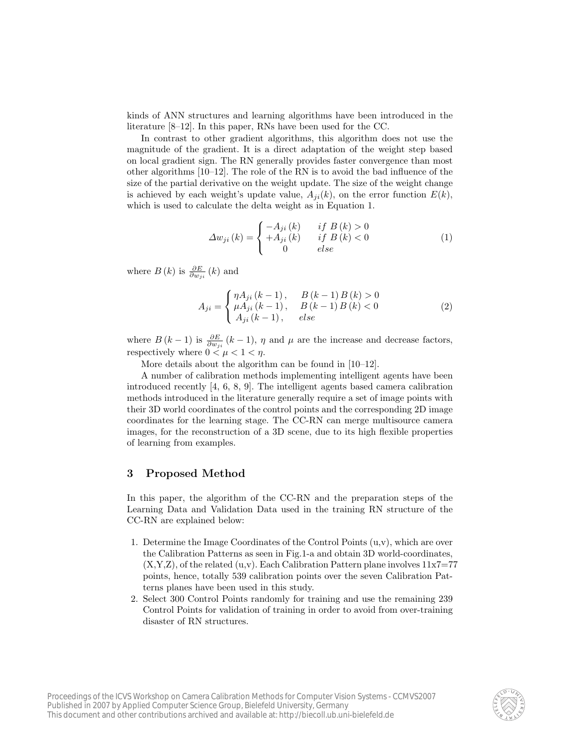kinds of ANN structures and learning algorithms have been introduced in the literature [8–12]. In this paper, RNs have been used for the CC.

In contrast to other gradient algorithms, this algorithm does not use the magnitude of the gradient. It is a direct adaptation of the weight step based on local gradient sign. The RN generally provides faster convergence than most other algorithms [10–12]. The role of the RN is to avoid the bad influence of the size of the partial derivative on the weight update. The size of the weight change is achieved by each weight's update value, $A_{ji}(k)$, on the error function $E(k)$, which is used to calculate the delta weight as in Equation 1.

$$\Delta w_{ji}(k) = \begin{cases} -A_{ji}(k) & if\ B(k) > 0 \\ +A_{ji}(k) & if\ B(k) < 0 \\ 0 & else \end{cases} \tag{1}$$

where $B(k)$ is $\frac{\partial E}{\partial w_{ji}}(k)$ and

$$A_{ji} = \begin{cases} \eta A_{ji}(k-1), & B(k-1)\,B(k) > 0 \\ \mu A_{ji}(k-1), & B(k-1)\,B(k) < 0 \\ A_{ji}(k-1), & else \end{cases} \tag{2}$$

where $B(k-1)$ is $\frac{\partial E}{\partial w_{ji}}(k-1)$, $\eta$ and $\mu$ are the increase and decrease factors, respectively where $0 < \mu < 1 < \eta$.

More details about the algorithm can be found in [10–12].

A number of calibration methods implementing intelligent agents have been introduced recently [4, 6, 8, 9]. The intelligent agents based camera calibration methods introduced in the literature generally require a set of image points with their 3D world coordinates of the control points and the corresponding 2D image coordinates for the learning stage. The CC-RN can merge multisource camera images, for the reconstruction of a 3D scene, due to its high flexible properties of learning from examples.

## 3 Proposed Method

In this paper, the algorithm of the CC-RN and the preparation steps of the Learning Data and Validation Data used in the training RN structure of the CC-RN are explained below:

1. Determine the Image Coordinates of the Control Points (u,v), which are over the Calibration Patterns as seen in Fig.1-a and obtain 3D world-coordinates, (X,Y,Z), of the related (u,v). Each Calibration Pattern plane involves 11x7=77 points, hence, totally 539 calibration points over the seven Calibration Patterns planes have been used in this study.
2. Select 300 Control Points randomly for training and use the remaining 239 Control Points for validation of training in order to avoid from over-training disaster of RN structures.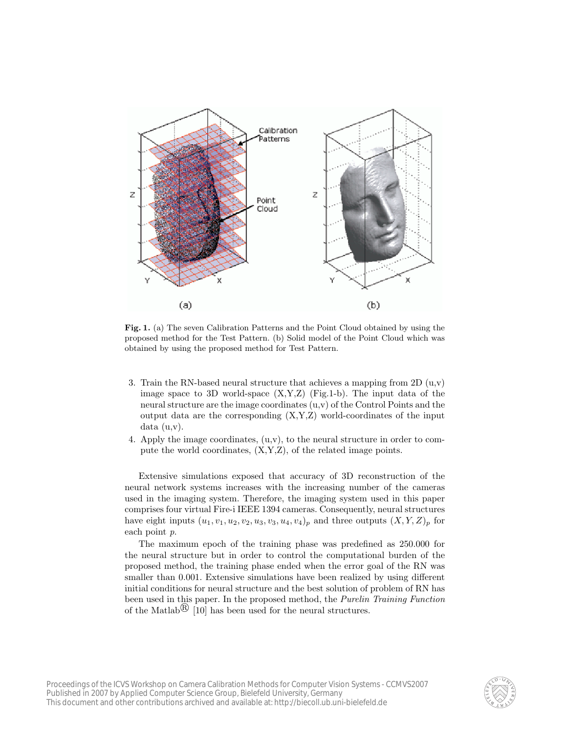**Fig. 1.** (a) The seven Calibration Patterns and the Point Cloud obtained by using the proposed method for the Test Pattern. (b) Solid model of the Point Cloud which was obtained by using the proposed method for Test Pattern.

3. Train the RN-based neural structure that achieves a mapping from 2D (u,v) image space to 3D world-space (X,Y,Z) (Fig.1-b). The input data of the neural structure are the image coordinates (u,v) of the Control Points and the output data are the corresponding (X,Y,Z) world-coordinates of the input data (u,v).
4. Apply the image coordinates, (u,v), to the neural structure in order to compute the world coordinates, (X,Y,Z), of the related image points.

Extensive simulations exposed that accuracy of 3D reconstruction of the neural network systems increases with the increasing number of the cameras used in the imaging system. Therefore, the imaging system used in this paper comprises four virtual Fire-i IEEE 1394 cameras. Consequently, neural structures have eight inputs $(u_1, v_1, u_2, v_2, u_3, v_3, u_4, v_4)_p$ and three outputs $(X, Y, Z)_p$ for each point $p$.

The maximum epoch of the training phase was predefined as 250.000 for the neural structure but in order to control the computational burden of the proposed method, the training phase ended when the error goal of the RN was smaller than 0.001. Extensive simulations have been realized by using different initial conditions for neural structure and the best solution of problem of RN has been used in this paper. In the proposed method, the *Purelin Training Function* of the Matlab® [10] has been used for the neural structures.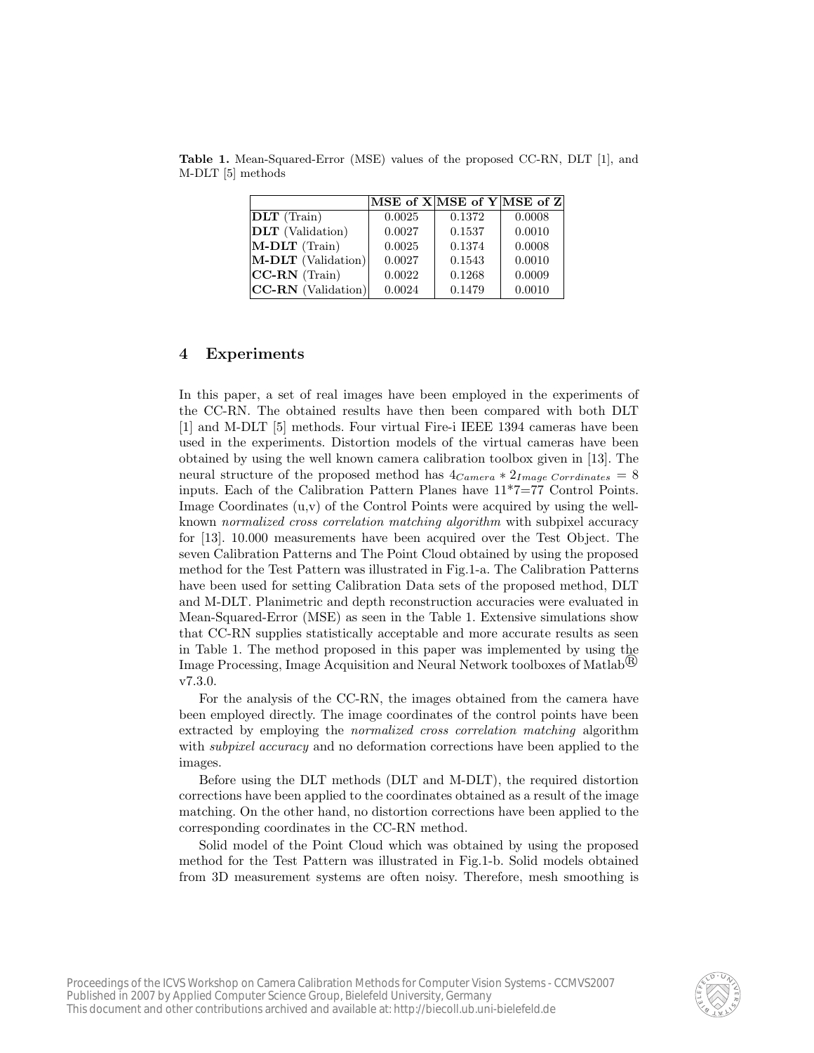**Table 1.** Mean-Squared-Error (MSE) values of the proposed CC-RN, DLT [1], and M-DLT [5] methods

| | **MSE of X** | **MSE of Y** | **MSE of Z** |
|---|---|---|---|
| **DLT** (Train) | 0.0025 | 0.1372 | 0.0008 |
| **DLT** (Validation) | 0.0027 | 0.1537 | 0.0010 |
| **M-DLT** (Train) | 0.0025 | 0.1374 | 0.0008 |
| **M-DLT** (Validation) | 0.0027 | 0.1543 | 0.0010 |
| **CC-RN** (Train) | 0.0022 | 0.1268 | 0.0009 |
| **CC-RN** (Validation) | 0.0024 | 0.1479 | 0.0010 |

## 4 Experiments

In this paper, a set of real images have been employed in the experiments of the CC-RN. The obtained results have then been compared with both DLT [1] and M-DLT [5] methods. Four virtual Fire-i IEEE 1394 cameras have been used in the experiments. Distortion models of the virtual cameras have been obtained by using the well known camera calibration toolbox given in [13]. The neural structure of the proposed method has $4_{Camera} * 2_{Image\ Corrdinates} = 8$ inputs. Each of the Calibration Pattern Planes have 11*7=77 Control Points. Image Coordinates (u,v) of the Control Points were acquired by using the well-known *normalized cross correlation matching algorithm* with subpixel accuracy for [13]. 10.000 measurements have been acquired over the Test Object. The seven Calibration Patterns and The Point Cloud obtained by using the proposed method for the Test Pattern was illustrated in Fig.1-a. The Calibration Patterns have been used for setting Calibration Data sets of the proposed method, DLT and M-DLT. Planimetric and depth reconstruction accuracies were evaluated in Mean-Squared-Error (MSE) as seen in the Table 1. Extensive simulations show that CC-RN supplies statistically acceptable and more accurate results as seen in Table 1. The method proposed in this paper was implemented by using the Image Processing, Image Acquisition and Neural Network toolboxes of Matlab® v7.3.0.

For the analysis of the CC-RN, the images obtained from the camera have been employed directly. The image coordinates of the control points have been extracted by employing the *normalized cross correlation matching* algorithm with *subpixel accuracy* and no deformation corrections have been applied to the images.

Before using the DLT methods (DLT and M-DLT), the required distortion corrections have been applied to the coordinates obtained as a result of the image matching. On the other hand, no distortion corrections have been applied to the corresponding coordinates in the CC-RN method.

Solid model of the Point Cloud which was obtained by using the proposed method for the Test Pattern was illustrated in Fig.1-b. Solid models obtained from 3D measurement systems are often noisy. Therefore, mesh smoothing is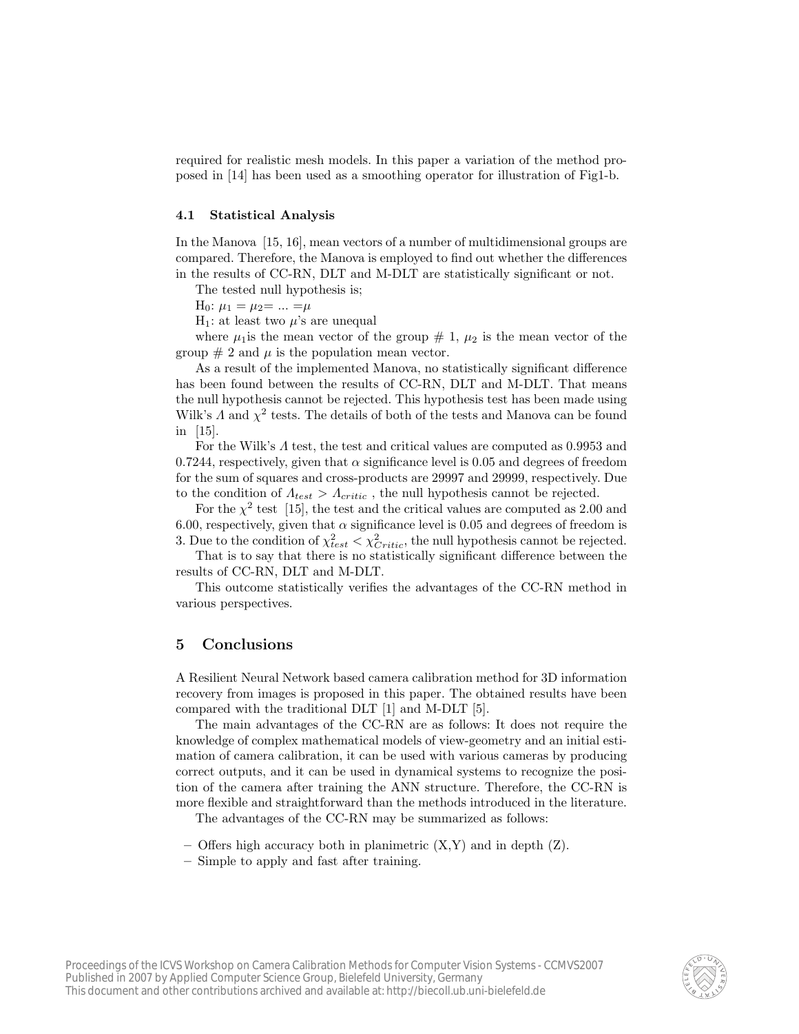required for realistic mesh models. In this paper a variation of the method proposed in [14] has been used as a smoothing operator for illustration of Fig1-b.

### 4.1 Statistical Analysis

In the Manova [15, 16], mean vectors of a number of multidimensional groups are compared. Therefore, the Manova is employed to find out whether the differences in the results of CC-RN, DLT and M-DLT are statistically significant or not.

The tested null hypothesis is;

$H_0$: $\mu_1 = \mu_2 = ... = \mu$

$H_1$: at least two $\mu$'s are unequal

where $\mu_1$is the mean vector of the group # 1, $\mu_2$ is the mean vector of the group # 2 and $\mu$ is the population mean vector.

As a result of the implemented Manova, no statistically significant difference has been found between the results of CC-RN, DLT and M-DLT. That means the null hypothesis cannot be rejected. This hypothesis test has been made using Wilk's $\Lambda$ and $\chi^2$ tests. The details of both of the tests and Manova can be found in [15].

For the Wilk's $\Lambda$ test, the test and critical values are computed as 0.9953 and 0.7244, respectively, given that $\alpha$ significance level is 0.05 and degrees of freedom for the sum of squares and cross-products are 29997 and 29999, respectively. Due to the condition of $\Lambda_{test} > \Lambda_{critic}$ , the null hypothesis cannot be rejected.

For the $\chi^2$ test [15], the test and the critical values are computed as 2.00 and 6.00, respectively, given that $\alpha$ significance level is 0.05 and degrees of freedom is 3. Due to the condition of $\chi^2_{test} < \chi^2_{Critic}$, the null hypothesis cannot be rejected.

That is to say that there is no statistically significant difference between the results of CC-RN, DLT and M-DLT.

This outcome statistically verifies the advantages of the CC-RN method in various perspectives.

## 5 Conclusions

A Resilient Neural Network based camera calibration method for 3D information recovery from images is proposed in this paper. The obtained results have been compared with the traditional DLT [1] and M-DLT [5].

The main advantages of the CC-RN are as follows: It does not require the knowledge of complex mathematical models of view-geometry and an initial estimation of camera calibration, it can be used with various cameras by producing correct outputs, and it can be used in dynamical systems to recognize the position of the camera after training the ANN structure. Therefore, the CC-RN is more flexible and straightforward than the methods introduced in the literature.

The advantages of the CC-RN may be summarized as follows:

– Offers high accuracy both in planimetric (X,Y) and in depth (Z).
– Simple to apply and fast after training.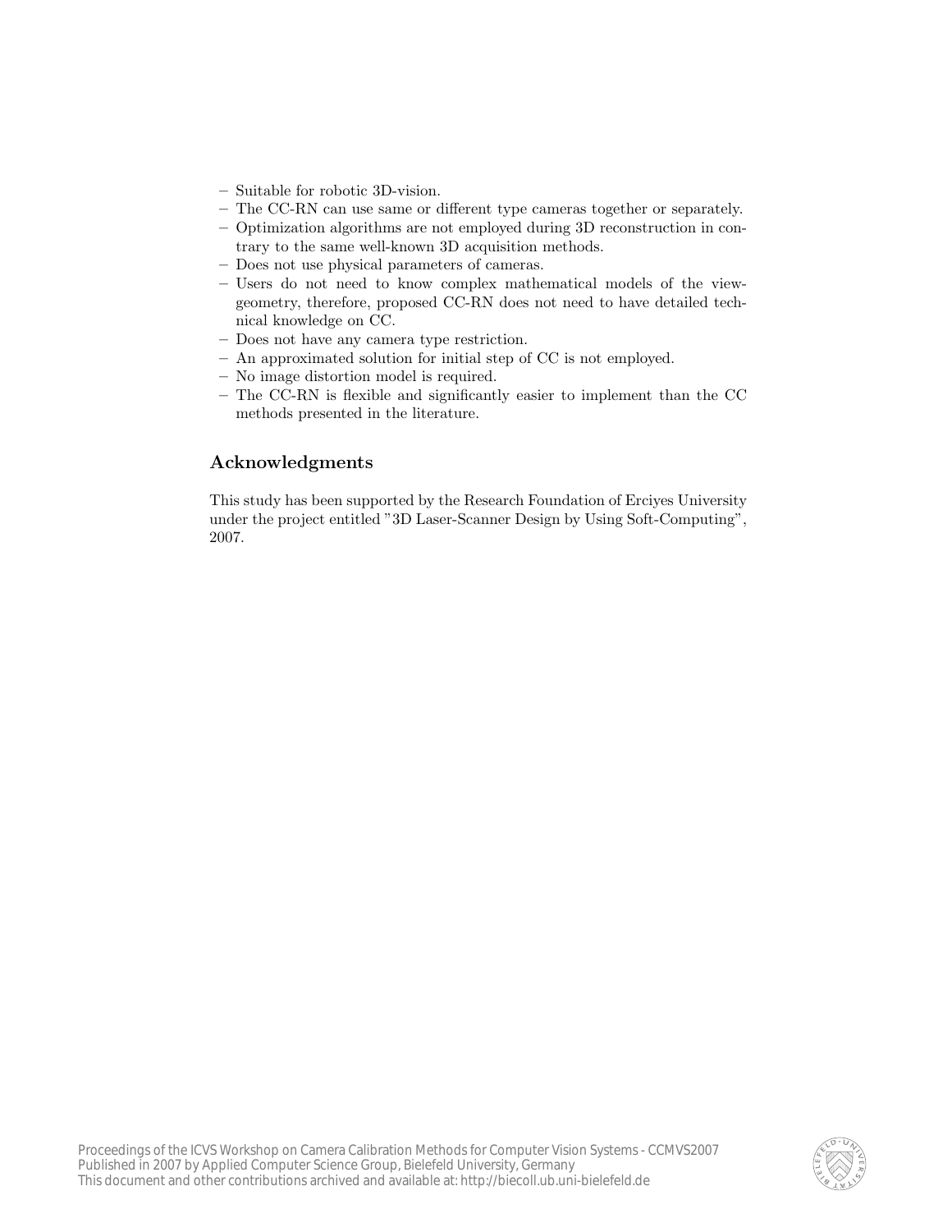- Suitable for robotic 3D-vision.
- The CC-RN can use same or different type cameras together or separately.
- Optimization algorithms are not employed during 3D reconstruction in contrary to the same well-known 3D acquisition methods.
- Does not use physical parameters of cameras.
- Users do not need to know complex mathematical models of the view-geometry, therefore, proposed CC-RN does not need to have detailed technical knowledge on CC.
- Does not have any camera type restriction.
- An approximated solution for initial step of CC is not employed.
- No image distortion model is required.
- The CC-RN is flexible and significantly easier to implement than the CC methods presented in the literature.

## Acknowledgments

This study has been supported by the Research Foundation of Erciyes University under the project entitled "3D Laser-Scanner Design by Using Soft-Computing", 2007.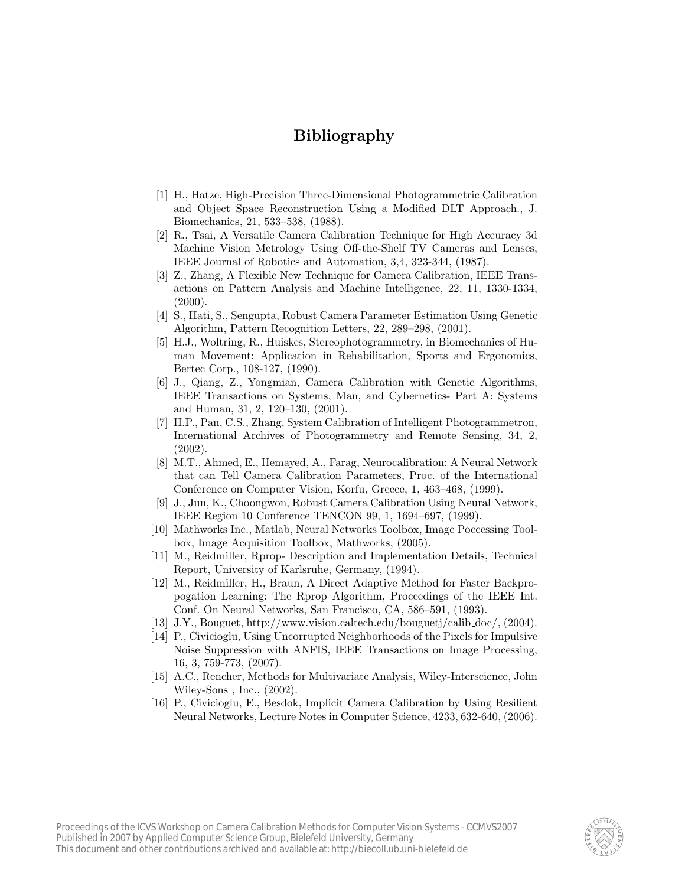# Bibliography

[1] H., Hatze, High-Precision Three-Dimensional Photogrammetric Calibration and Object Space Reconstruction Using a Modified DLT Approach., J. Biomechanics, 21, 533–538, (1988).

[2] R., Tsai, A Versatile Camera Calibration Technique for High Accuracy 3d Machine Vision Metrology Using Off-the-Shelf TV Cameras and Lenses, IEEE Journal of Robotics and Automation, 3,4, 323-344, (1987).

[3] Z., Zhang, A Flexible New Technique for Camera Calibration, IEEE Transactions on Pattern Analysis and Machine Intelligence, 22, 11, 1330-1334, (2000).

[4] S., Hati, S., Sengupta, Robust Camera Parameter Estimation Using Genetic Algorithm, Pattern Recognition Letters, 22, 289–298, (2001).

[5] H.J., Woltring, R., Huiskes, Stereophotogrammetry, in Biomechanics of Human Movement: Application in Rehabilitation, Sports and Ergonomics, Bertec Corp., 108-127, (1990).

[6] J., Qiang, Z., Yongmian, Camera Calibration with Genetic Algorithms, IEEE Transactions on Systems, Man, and Cybernetics- Part A: Systems and Human, 31, 2, 120–130, (2001).

[7] H.P., Pan, C.S., Zhang, System Calibration of Intelligent Photogrammetron, International Archives of Photogrammetry and Remote Sensing, 34, 2, (2002).

[8] M.T., Ahmed, E., Hemayed, A., Farag, Neurocalibration: A Neural Network that can Tell Camera Calibration Parameters, Proc. of the International Conference on Computer Vision, Korfu, Greece, 1, 463–468, (1999).

[9] J., Jun, K., Choongwon, Robust Camera Calibration Using Neural Network, IEEE Region 10 Conference TENCON 99, 1, 1694–697, (1999).

[10] Mathworks Inc., Matlab, Neural Networks Toolbox, Image Poccessing Toolbox, Image Acquisition Toolbox, Mathworks, (2005).

[11] M., Reidmiller, Rprop- Description and Implementation Details, Technical Report, University of Karlsruhe, Germany, (1994).

[12] M., Reidmiller, H., Braun, A Direct Adaptive Method for Faster Backpropogation Learning: The Rprop Algorithm, Proceedings of the IEEE Int. Conf. On Neural Networks, San Francisco, CA, 586–591, (1993).

[13] J.Y., Bouguet, http://www.vision.caltech.edu/bouguetj/calib_doc/, (2004).

[14] P., Civicioglu, Using Uncorrupted Neighborhoods of the Pixels for Impulsive Noise Suppression with ANFIS, IEEE Transactions on Image Processing, 16, 3, 759-773, (2007).

[15] A.C., Rencher, Methods for Multivariate Analysis, Wiley-Interscience, John Wiley-Sons , Inc., (2002).

[16] P., Civicioglu, E., Besdok, Implicit Camera Calibration by Using Resilient Neural Networks, Lecture Notes in Computer Science, 4233, 632-640, (2006).